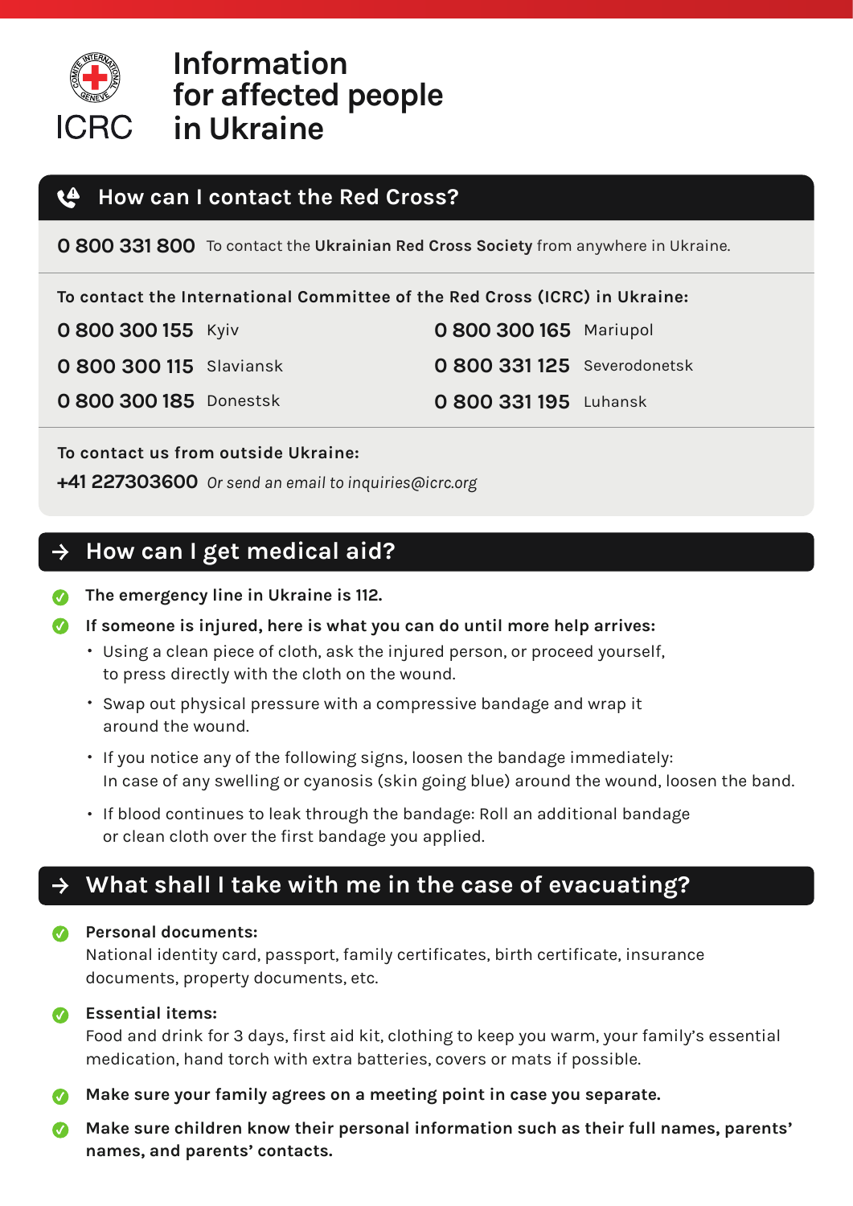ICRC

# Information for affected people in Ukraine

## How can I contact the Red Cross?

**0 800 331 800** To contact the **Ukrainian Red Cross Society** from anywhere in Ukraine.

**To contact the International Committee of the Red Cross (ICRC) in Ukraine:**

**0 800 300 155** Kyiv

**0 800 300 115** Slaviansk

**0 800 300 185** Donestsk

**0 800 300 165** Mariupol

**0 800 331 125** Severodonetsk

**0 800 331 195** Luhansk

**To contact us from outside Ukraine:**

**+41 227303600** *Or send an email to inquiries@icrc.org*

## How can I get medical aid?

- **The emergency line in Ukraine is 112.**
- **If someone is injured, here is what you can do until more help arrives:**
  - Using a clean piece of cloth, ask the injured person, or proceed yourself, to press directly with the cloth on the wound.
  - Swap out physical pressure with a compressive bandage and wrap it around the wound.
  - If you notice any of the following signs, loosen the bandage immediately: In case of any swelling or cyanosis (skin going blue) around the wound, loosen the band.
  - If blood continues to leak through the bandage: Roll an additional bandage or clean cloth over the first bandage you applied.

## What shall I take with me in the case of evacuating?

- **Personal documents:**
  National identity card, passport, family certificates, birth certificate, insurance documents, property documents, etc.
- **Essential items:**
  Food and drink for 3 days, first aid kit, clothing to keep you warm, your family's essential medication, hand torch with extra batteries, covers or mats if possible.
- **Make sure your family agrees on a meeting point in case you separate.**
- **Make sure children know their personal information such as their full names, parents' names, and parents' contacts.**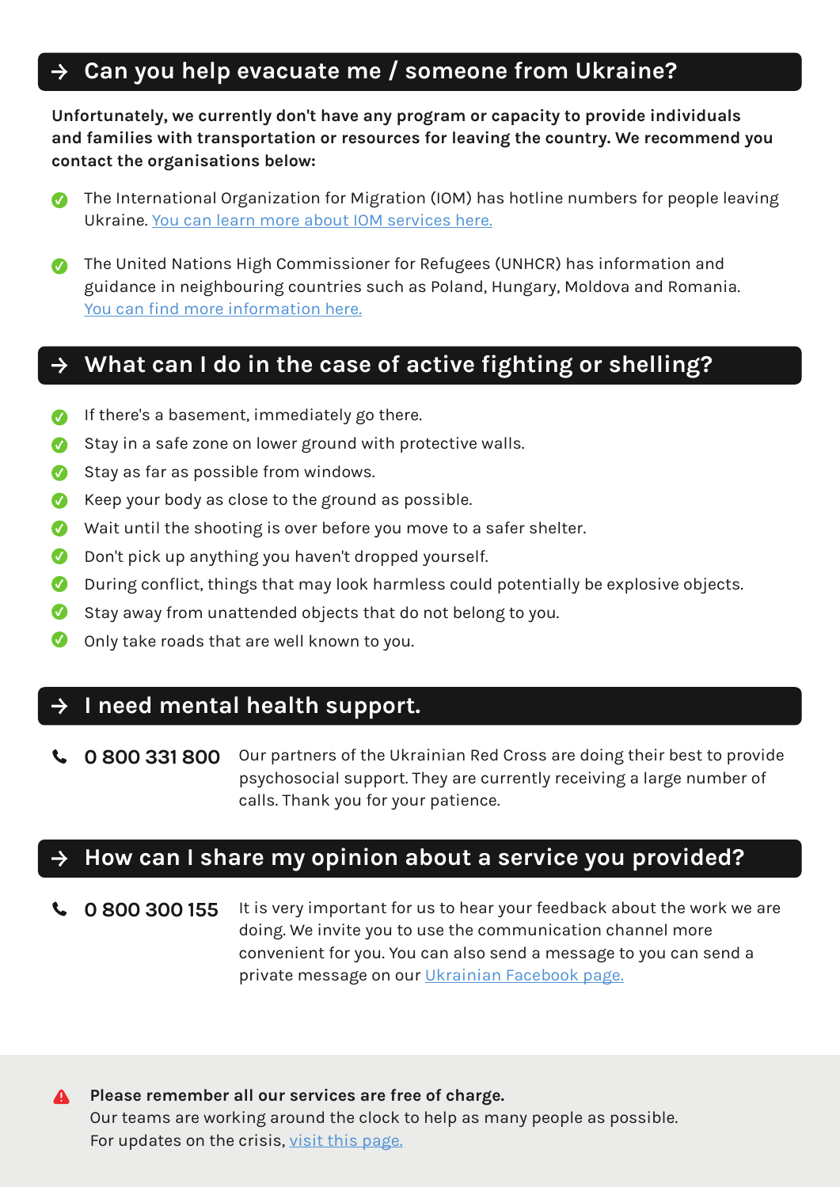## → Can you help evacuate me / someone from Ukraine?

**Unfortunately, we currently don't have any program or capacity to provide individuals and families with transportation or resources for leaving the country. We recommend you contact the organisations below:**

- The International Organization for Migration (IOM) has hotline numbers for people leaving Ukraine. You can learn more about IOM services here.
- The United Nations High Commissioner for Refugees (UNHCR) has information and guidance in neighbouring countries such as Poland, Hungary, Moldova and Romania. You can find more information here.

## → What can I do in the case of active fighting or shelling?

- If there's a basement, immediately go there.
- Stay in a safe zone on lower ground with protective walls.
- Stay as far as possible from windows.
- Keep your body as close to the ground as possible.
- Wait until the shooting is over before you move to a safer shelter.
- Don't pick up anything you haven't dropped yourself.
- During conflict, things that may look harmless could potentially be explosive objects.
- Stay away from unattended objects that do not belong to you.
- Only take roads that are well known to you.

## → I need mental health support.

**0 800 331 800** Our partners of the Ukrainian Red Cross are doing their best to provide psychosocial support. They are currently receiving a large number of calls. Thank you for your patience.

## → How can I share my opinion about a service you provided?

**0 800 300 155** It is very important for us to hear your feedback about the work we are doing. We invite you to use the communication channel more convenient for you. You can also send a message to you can send a private message on our Ukrainian Facebook page.

**Please remember all our services are free of charge.**
Our teams are working around the clock to help as many people as possible.
For updates on the crisis, visit this page.